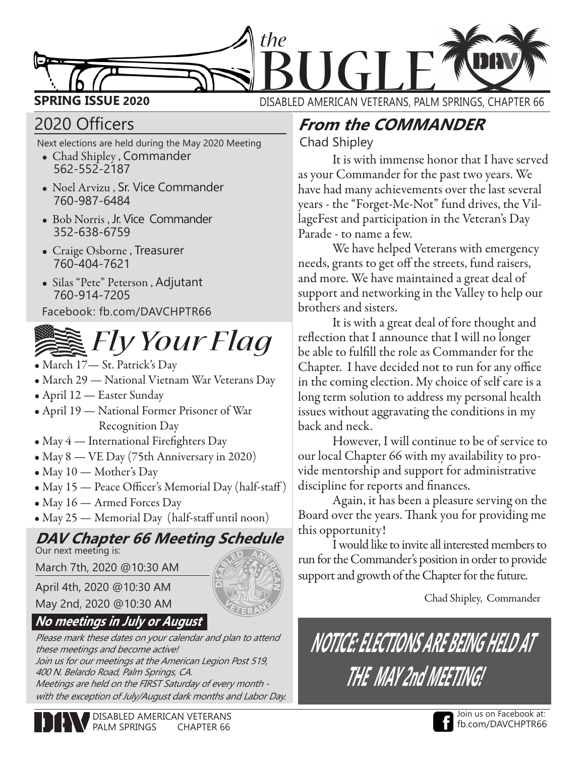# the BUGLE

**SPRING ISSUE 2020** — DISABLED AMERICAN VETERANS, PALM SPRINGS, CHAPTER 66

## 2020 Officers

Next elections are held during the May 2020 Meeting

- Chad Shipley , Commander 562-552-2187
- Noel Arvizu , Sr. Vice Commander 760-987-6484
- Bob Norris , Jr. Vice Commander 352-638-6759
- Craige Osborne , Treasurer 760-404-7621
- Silas "Pete" Peterson , Adjutant 760-914-7205

Facebook: fb.com/DAVCHPTR66

## *Fly Your Flag*

- March 17— St. Patrick's Day
- March 29 — National Vietnam War Veterans Day
- April 12 — Easter Sunday
- April 19 — National Former Prisoner of War Recognition Day
- May 4 — International Firefighters Day
- May 8 — VE Day (75th Anniversary in 2020)
- May 10 — Mother's Day
- May 15 — Peace Officer's Memorial Day (half-staff)
- May 16 — Armed Forces Day
- May 25 — Memorial Day (half-staff until noon)

## DAV Chapter 66 Meeting Schedule

Our next meeting is:

March 7th, 2020 @10:30 AM

April 4th, 2020 @10:30 AM

May 2nd, 2020 @10:30 AM

**No meetings in July or August**

*Please mark these dates on your calendar and plan to attend these meetings and become active!*
*Join us for our meetings at the American Legion Post 519, 400 N. Belardo Road, Palm Springs, CA.*
*Meetings are held on the FIRST Saturday of every month - with the exception of July/August dark months and Labor Day.*

## From the COMMANDER

Chad Shipley

It is with immense honor that I have served as your Commander for the past two years. We have had many achievements over the last several years - the "Forget-Me-Not" fund drives, the VillageFest and participation in the Veteran's Day Parade - to name a few.

We have helped Veterans with emergency needs, grants to get off the streets, fund raisers, and more. We have maintained a great deal of support and networking in the Valley to help our brothers and sisters.

It is with a great deal of fore thought and reflection that I announce that I will no longer be able to fulfill the role as Commander for the Chapter. I have decided not to run for any office in the coming election. My choice of self care is a long term solution to address my personal health issues without aggravating the conditions in my back and neck.

However, I will continue to be of service to our local Chapter 66 with my availability to provide mentorship and support for administrative discipline for reports and finances.

Again, it has been a pleasure serving on the Board over the years. Thank you for providing me this opportunity!

I would like to invite all interested members to run for the Commander's position in order to provide support and growth of the Chapter for the future.

Chad Shipley, Commander

**NOTICE: ELECTIONS ARE BEING HELD AT THE MAY 2nd MEETING!**

DISABLED AMERICAN VETERANS PALM SPRINGS CHAPTER 66

Join us on Facebook at: fb.com/DAVCHPTR66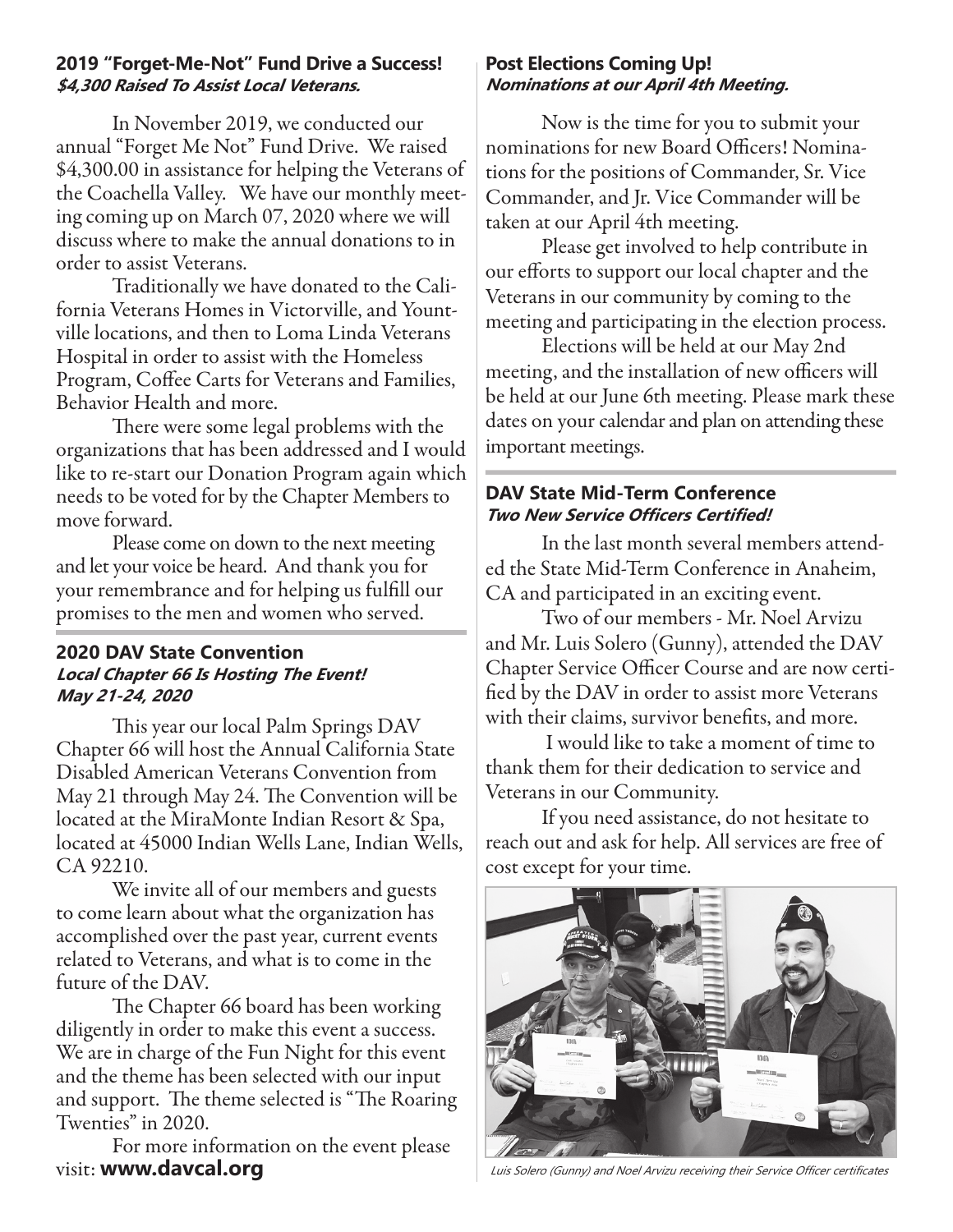## 2019 "Forget-Me-Not" Fund Drive a Success!
***$4,300 Raised To Assist Local Veterans.***

In November 2019, we conducted our annual "Forget Me Not" Fund Drive. We raised $4,300.00 in assistance for helping the Veterans of the Coachella Valley. We have our monthly meeting coming up on March 07, 2020 where we will discuss where to make the annual donations to in order to assist Veterans.

Traditionally we have donated to the California Veterans Homes in Victorville, and Yountville locations, and then to Loma Linda Veterans Hospital in order to assist with the Homeless Program, Coffee Carts for Veterans and Families, Behavior Health and more.

There were some legal problems with the organizations that has been addressed and I would like to re-start our Donation Program again which needs to be voted for by the Chapter Members to move forward.

Please come on down to the next meeting and let your voice be heard. And thank you for your remembrance and for helping us fulfill our promises to the men and women who served.

## 2020 DAV State Convention
***Local Chapter 66 Is Hosting The Event!***
***May 21-24, 2020***

This year our local Palm Springs DAV Chapter 66 will host the Annual California State Disabled American Veterans Convention from May 21 through May 24. The Convention will be located at the MiraMonte Indian Resort & Spa, located at 45000 Indian Wells Lane, Indian Wells, CA 92210.

We invite all of our members and guests to come learn about what the organization has accomplished over the past year, current events related to Veterans, and what is to come in the future of the DAV.

The Chapter 66 board has been working diligently in order to make this event a success. We are in charge of the Fun Night for this event and the theme has been selected with our input and support. The theme selected is "The Roaring Twenties" in 2020.

For more information on the event please visit: **www.davcal.org**

## Post Elections Coming Up!
***Nominations at our April 4th Meeting.***

Now is the time for you to submit your nominations for new Board Officers! Nominations for the positions of Commander, Sr. Vice Commander, and Jr. Vice Commander will be taken at our April 4th meeting.

Please get involved to help contribute in our efforts to support our local chapter and the Veterans in our community by coming to the meeting and participating in the election process.

Elections will be held at our May 2nd meeting, and the installation of new officers will be held at our June 6th meeting. Please mark these dates on your calendar and plan on attending these important meetings.

## DAV State Mid-Term Conference
***Two New Service Officers Certified!***

In the last month several members attended the State Mid-Term Conference in Anaheim, CA and participated in an exciting event.

Two of our members - Mr. Noel Arvizu and Mr. Luis Solero (Gunny), attended the DAV Chapter Service Officer Course and are now certified by the DAV in order to assist more Veterans with their claims, survivor benefits, and more.

I would like to take a moment of time to thank them for their dedication to service and Veterans in our Community.

If you need assistance, do not hesitate to reach out and ask for help. All services are free of cost except for your time.

*Luis Solero (Gunny) and Noel Arvizu receiving their Service Officer certificates*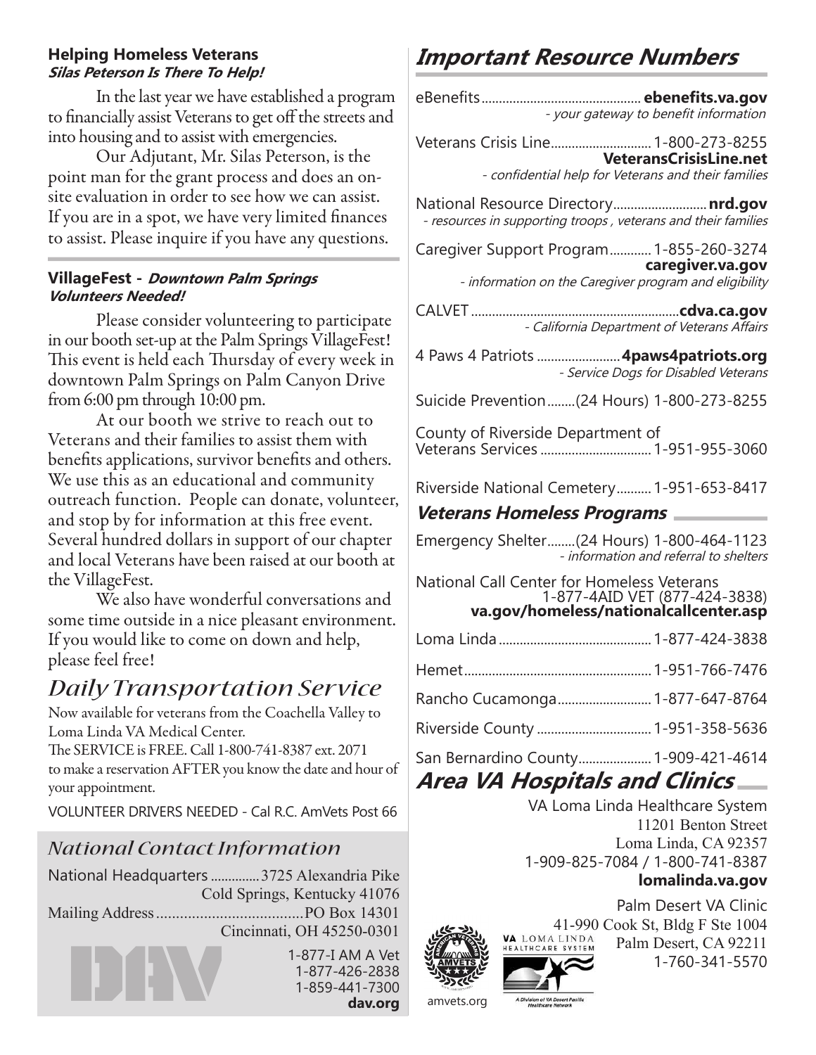### Helping Homeless Veterans
***Silas Peterson Is There To Help!***

In the last year we have established a program to financially assist Veterans to get off the streets and into housing and to assist with emergencies.

Our Adjutant, Mr. Silas Peterson, is the point man for the grant process and does an on-site evaluation in order to see how we can assist. If you are in a spot, we have very limited finances to assist. Please inquire if you have any questions.

### VillageFest - *Downtown Palm Springs Volunteers Needed!*

Please consider volunteering to participate in our booth set-up at the Palm Springs VillageFest! This event is held each Thursday of every week in downtown Palm Springs on Palm Canyon Drive from 6:00 pm through 10:00 pm.

At our booth we strive to reach out to Veterans and their families to assist them with benefits applications, survivor benefits and others. We use this as an educational and community outreach function. People can donate, volunteer, and stop by for information at this free event. Several hundred dollars in support of our chapter and local Veterans have been raised at our booth at the VillageFest.

We also have wonderful conversations and some time outside in a nice pleasant environment. If you would like to come on down and help, please feel free!

## *Daily Transportation Service*

Now available for veterans from the Coachella Valley to Loma Linda VA Medical Center.

The SERVICE is FREE. Call 1-800-741-8387 ext. 2071 to make a reservation AFTER you know the date and hour of your appointment.

VOLUNTEER DRIVERS NEEDED - Cal R.C. AmVets Post 66

## *National Contact Information*

National Headquarters .............. 3725 Alexandria Pike
Cold Springs, Kentucky 41076

Mailing Address ..................................... PO Box 14301
Cincinnati, OH 45250-0301

1-877-I AM A Vet
1-877-426-2838
1-859-441-7300
**dav.org**

## *Important Resource Numbers*

eBenefits .............................................. **ebenefits.va.gov**
*- your gateway to benefit information*

Veterans Crisis Line............................. 1-800-273-8255
**VeteransCrisisLine.net**
*- confidential help for Veterans and their families*

National Resource Directory........................... **nrd.gov**
*- resources in supporting troops , veterans and their families*

Caregiver Support Program............ 1-855-260-3274
**caregiver.va.gov**
*- information on the Caregiver program and eligibility*

CALVET ............................................................ **cdva.ca.gov**
*- California Department of Veterans Affairs*

4 Paws 4 Patriots ........................ **4paws4patriots.org**
*- Service Dogs for Disabled Veterans*

Suicide Prevention........(24 Hours) 1-800-273-8255

County of Riverside Department of Veterans Services ................................ 1-951-955-3060

Riverside National Cemetery.......... 1-951-653-8417

### *Veterans Homeless Programs*

Emergency Shelter........(24 Hours) 1-800-464-1123
*- information and referral to shelters*

National Call Center for Homeless Veterans
1-877-4AID VET (877-424-3838)
**va.gov/homeless/nationalcallcenter.asp**

Loma Linda ............................................ 1-877-424-3838

Hemet...................................................... 1-951-766-7476

Rancho Cucamonga........................... 1-877-647-8764

Riverside County ................................. 1-951-358-5636

San Bernardino County..................... 1-909-421-4614

### *Area VA Hospitals and Clinics*

VA Loma Linda Healthcare System
11201 Benton Street
Loma Linda, CA 92357
1-909-825-7084 / 1-800-741-8387
**lomalinda.va.gov**

Palm Desert VA Clinic
41-990 Cook St, Bldg F Ste 1004
Palm Desert, CA 92211
1-760-341-5570

amvets.org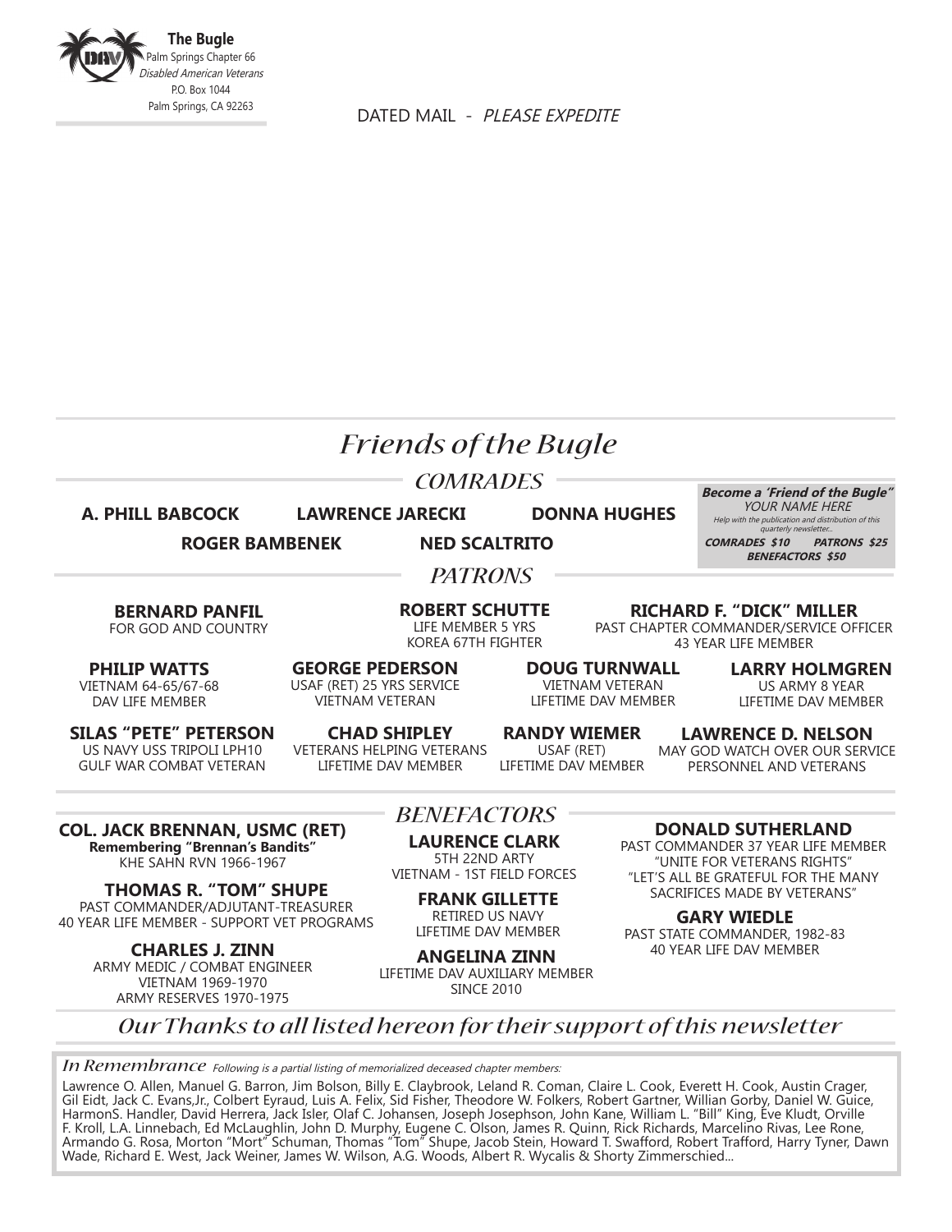**The Bugle**
Palm Springs Chapter 66
*Disabled American Veterans*
P.O. Box 1044
Palm Springs, CA 92263

DATED MAIL - *PLEASE EXPEDITE*

# *Friends of the Bugle*

## *COMRADES*

**A. PHILL BABCOCK** **LAWRENCE JARECKI** **DONNA HUGHES**

**ROGER BAMBENEK** **NED SCALTRITO**

***Become a 'Friend of the Bugle"***
*YOUR NAME HERE*
*Help with the publication and distribution of this quarterly newsletter...*
***COMRADES $10 PATRONS $25***
***BENEFACTORS $50***

## *PATRONS*

**BERNARD PANFIL**
FOR GOD AND COUNTRY

**ROBERT SCHUTTE**
LIFE MEMBER 5 YRS
KOREA 67TH FIGHTER

**RICHARD F. "DICK" MILLER**
PAST CHAPTER COMMANDER/SERVICE OFFICER
43 YEAR LIFE MEMBER

**PHILIP WATTS**
VIETNAM 64-65/67-68
DAV LIFE MEMBER

**GEORGE PEDERSON**
USAF (RET) 25 YRS SERVICE
VIETNAM VETERAN

**DOUG TURNWALL**
VIETNAM VETERAN
LIFETIME DAV MEMBER

**LARRY HOLMGREN**
US ARMY 8 YEAR
LIFETIME DAV MEMBER

**SILAS "PETE" PETERSON**
US NAVY USS TRIPOLI LPH10
GULF WAR COMBAT VETERAN

**CHAD SHIPLEY**
VETERANS HELPING VETERANS
LIFETIME DAV MEMBER

**RANDY WIEMER**
USAF (RET)
LIFETIME DAV MEMBER

**LAWRENCE D. NELSON**
MAY GOD WATCH OVER OUR SERVICE PERSONNEL AND VETERANS

## *BENEFACTORS*

**COL. JACK BRENNAN, USMC (RET)**
**Remembering "Brennan's Bandits"**
KHE SAHN RVN 1966-1967

**THOMAS R. "TOM" SHUPE**
PAST COMMANDER/ADJUTANT-TREASURER
40 YEAR LIFE MEMBER - SUPPORT VET PROGRAMS

**CHARLES J. ZINN**
ARMY MEDIC / COMBAT ENGINEER
VIETNAM 1969-1970
ARMY RESERVES 1970-1975

**LAURENCE CLARK**
5TH 22ND ARTY
VIETNAM - 1ST FIELD FORCES

**FRANK GILLETTE**
RETIRED US NAVY
LIFETIME DAV MEMBER

**ANGELINA ZINN**
LIFETIME DAV AUXILIARY MEMBER
SINCE 2010

**DONALD SUTHERLAND**
PAST COMMANDER 37 YEAR LIFE MEMBER
"UNITE FOR VETERANS RIGHTS"
"LET'S ALL BE GRATEFUL FOR THE MANY SACRIFICES MADE BY VETERANS"

**GARY WIEDLE**
PAST STATE COMMANDER, 1982-83
40 YEAR LIFE DAV MEMBER

*Our Thanks to all listed hereon for their support of this newsletter*

*In Remembrance* *Following is a partial listing of memorialized deceased chapter members:*

Lawrence O. Allen, Manuel G. Barron, Jim Bolson, Billy E. Claybrook, Leland R. Coman, Claire L. Cook, Everett H. Cook, Austin Crager, Gil Eidt, Jack C. Evans,Jr., Colbert Eyraud, Luis A. Felix, Sid Fisher, Theodore W. Folkers, Robert Gartner, Willian Gorby, Daniel W. Guice, HarmonS. Handler, David Herrera, Jack Isler, Olaf C. Johansen, Joseph Josephson, John Kane, William L. "Bill" King, Eve Kludt, Orville F. Kroll, L.A. Linnebach, Ed McLaughlin, John D. Murphy, Eugene C. Olson, James R. Quinn, Rick Richards, Marcelino Rivas, Lee Rone, Armando G. Rosa, Morton "Mort" Schuman, Thomas "Tom" Shupe, Jacob Stein, Howard T. Swafford, Robert Trafford, Harry Tyner, Dawn Wade, Richard E. West, Jack Weiner, James W. Wilson, A.G. Woods, Albert R. Wycalis & Shorty Zimmerschied...